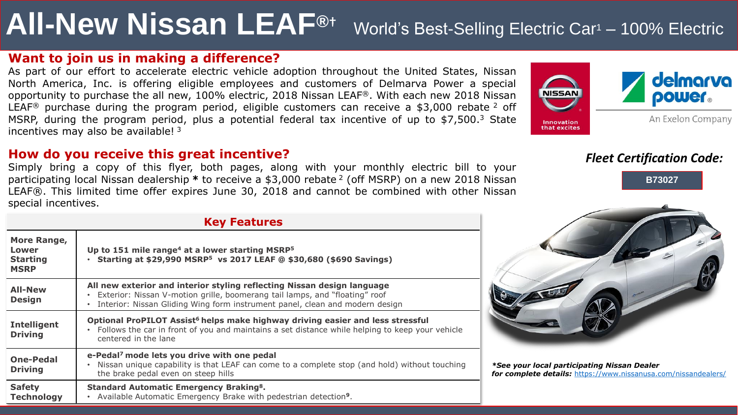# All-New Nissan LEAF®† World's Best-Selling Electric Car[1] – 100% Electric

## Want to join us in making a difference?

As part of our effort to accelerate electric vehicle adoption throughout the United States, Nissan North America, Inc. is offering eligible employees and customers of Delmarva Power a special opportunity to purchase the all new, 100% electric, 2018 Nissan LEAF®. With each new 2018 Nissan LEAF® purchase during the program period, eligible customers can receive a $3,000 rebate [2] off MSRP, during the program period, plus a potential federal tax incentive of up to $7,500.[3] State incentives may also be available! [3]

NISSAN
Innovation that excites

delmarva power®
An Exelon Company

## How do you receive this great incentive?

Simply bring a copy of this flyer, both pages, along with your monthly electric bill to your participating local Nissan dealership * to receive a $3,000 rebate [2] (off MSRP) on a new 2018 Nissan LEAF®. This limited time offer expires June 30, 2018 and cannot be combined with other Nissan special incentives.

***Fleet Certification Code:***

**B73027**

| Key Features | |
|---|---|
| **More Range, Lower Starting MSRP** | **Up to 151 mile range[4] at a lower starting MSRP[5]**<br>• **Starting at $29,990 MSRP[5] vs 2017 LEAF @ $30,680 ($690 Savings)** |
| **All-New Design** | **All new exterior and interior styling reflecting Nissan design language**<br>• Exterior: Nissan V-motion grille, boomerang tail lamps, and "floating" roof<br>• Interior: Nissan Gliding Wing form instrument panel, clean and modern design |
| **Intelligent Driving** | **Optional ProPILOT Assist[6] helps make highway driving easier and less stressful**<br>• Follows the car in front of you and maintains a set distance while helping to keep your vehicle centered in the lane |
| **One-Pedal Driving** | **e-Pedal[7] mode lets you drive with one pedal**<br>• Nissan unique capability is that LEAF can come to a complete stop (and hold) without touching the brake pedal even on steep hills |
| **Safety Technology** | **Standard Automatic Emergency Braking[8].**<br>• Available Automatic Emergency Brake with pedestrian detection[9]. |

***\*See your local participating Nissan Dealer for complete details:*** https://www.nissanusa.com/nissandealers/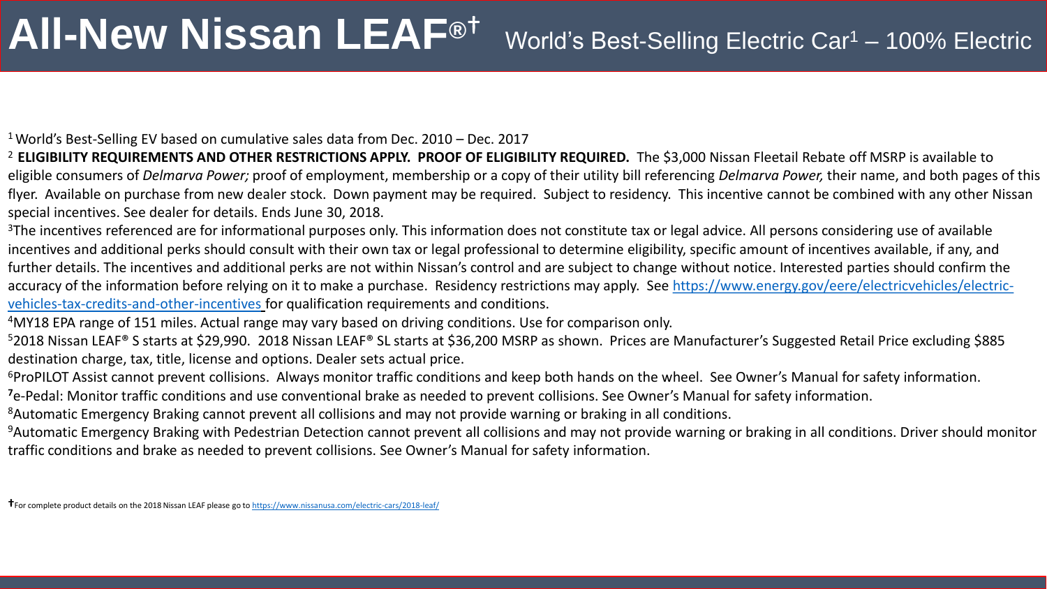# All-New Nissan LEAF®† World's Best-Selling Electric Car[1] – 100% Electric

[1] World's Best-Selling EV based on cumulative sales data from Dec. 2010 – Dec. 2017

[2] **ELIGIBILITY REQUIREMENTS AND OTHER RESTRICTIONS APPLY. PROOF OF ELIGIBILITY REQUIRED.** The $3,000 Nissan Fleetail Rebate off MSRP is available to eligible consumers of *Delmarva Power;* proof of employment, membership or a copy of their utility bill referencing *Delmarva Power,* their name, and both pages of this flyer. Available on purchase from new dealer stock. Down payment may be required. Subject to residency. This incentive cannot be combined with any other Nissan special incentives. See dealer for details. Ends June 30, 2018.

[3] The incentives referenced are for informational purposes only. This information does not constitute tax or legal advice. All persons considering use of available incentives and additional perks should consult with their own tax or legal professional to determine eligibility, specific amount of incentives available, if any, and further details. The incentives and additional perks are not within Nissan's control and are subject to change without notice. Interested parties should confirm the accuracy of the information before relying on it to make a purchase. Residency restrictions may apply. See https://www.energy.gov/eere/electricvehicles/electric-vehicles-tax-credits-and-other-incentives for qualification requirements and conditions.

[4] MY18 EPA range of 151 miles. Actual range may vary based on driving conditions. Use for comparison only.

[5] 2018 Nissan LEAF® S starts at $29,990. 2018 Nissan LEAF® SL starts at $36,200 MSRP as shown. Prices are Manufacturer's Suggested Retail Price excluding $885 destination charge, tax, title, license and options. Dealer sets actual price.

[6] ProPILOT Assist cannot prevent collisions. Always monitor traffic conditions and keep both hands on the wheel. See Owner's Manual for safety information.

[7] e-Pedal: Monitor traffic conditions and use conventional brake as needed to prevent collisions. See Owner's Manual for safety information.

[8] Automatic Emergency Braking cannot prevent all collisions and may not provide warning or braking in all conditions.

[9] Automatic Emergency Braking with Pedestrian Detection cannot prevent all collisions and may not provide warning or braking in all conditions. Driver should monitor traffic conditions and brake as needed to prevent collisions. See Owner's Manual for safety information.

† For complete product details on the 2018 Nissan LEAF please go to https://www.nissanusa.com/electric-cars/2018-leaf/